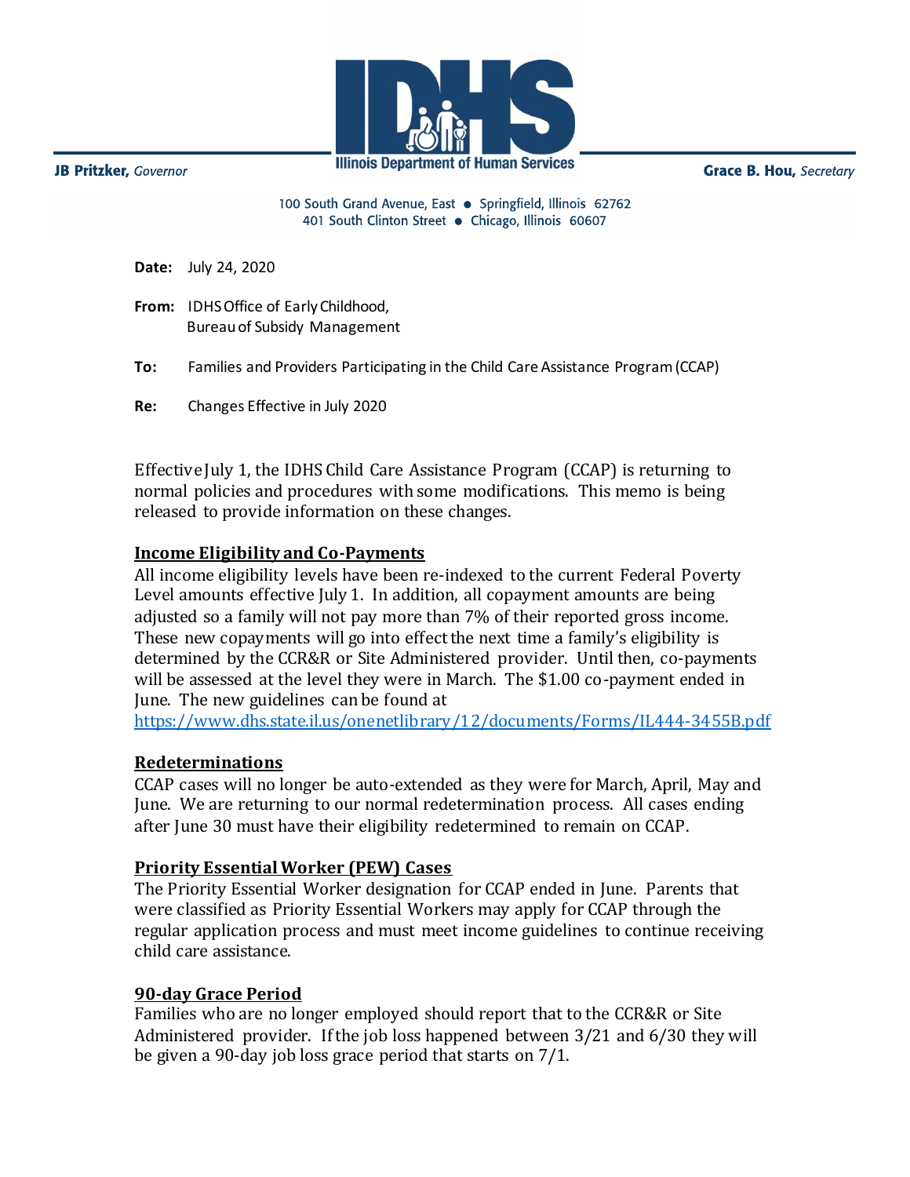JB Pritzker, *Governor*

Illinois Department of Human Services

Grace B. Hou, *Secretary*

100 South Grand Avenue, East • Springfield, Illinois 62762
401 South Clinton Street • Chicago, Illinois 60607

**Date:** July 24, 2020

**From:** IDHS Office of Early Childhood,
Bureau of Subsidy Management

**To:** Families and Providers Participating in the Child Care Assistance Program (CCAP)

**Re:** Changes Effective in July 2020

Effective July 1, the IDHS Child Care Assistance Program (CCAP) is returning to normal policies and procedures with some modifications. This memo is being released to provide information on these changes.

**Income Eligibility and Co-Payments**

All income eligibility levels have been re-indexed to the current Federal Poverty Level amounts effective July 1. In addition, all copayment amounts are being adjusted so a family will not pay more than 7% of their reported gross income. These new copayments will go into effect the next time a family's eligibility is determined by the CCR&R or Site Administered provider. Until then, co-payments will be assessed at the level they were in March. The $1.00 co-payment ended in June. The new guidelines can be found at
https://www.dhs.state.il.us/onenetlibrary/12/documents/Forms/IL444-3455B.pdf

**Redeterminations**

CCAP cases will no longer be auto-extended as they were for March, April, May and June. We are returning to our normal redetermination process. All cases ending after June 30 must have their eligibility redetermined to remain on CCAP.

**Priority Essential Worker (PEW) Cases**

The Priority Essential Worker designation for CCAP ended in June. Parents that were classified as Priority Essential Workers may apply for CCAP through the regular application process and must meet income guidelines to continue receiving child care assistance.

**90-day Grace Period**

Families who are no longer employed should report that to the CCR&R or Site Administered provider. If the job loss happened between 3/21 and 6/30 they will be given a 90-day job loss grace period that starts on 7/1.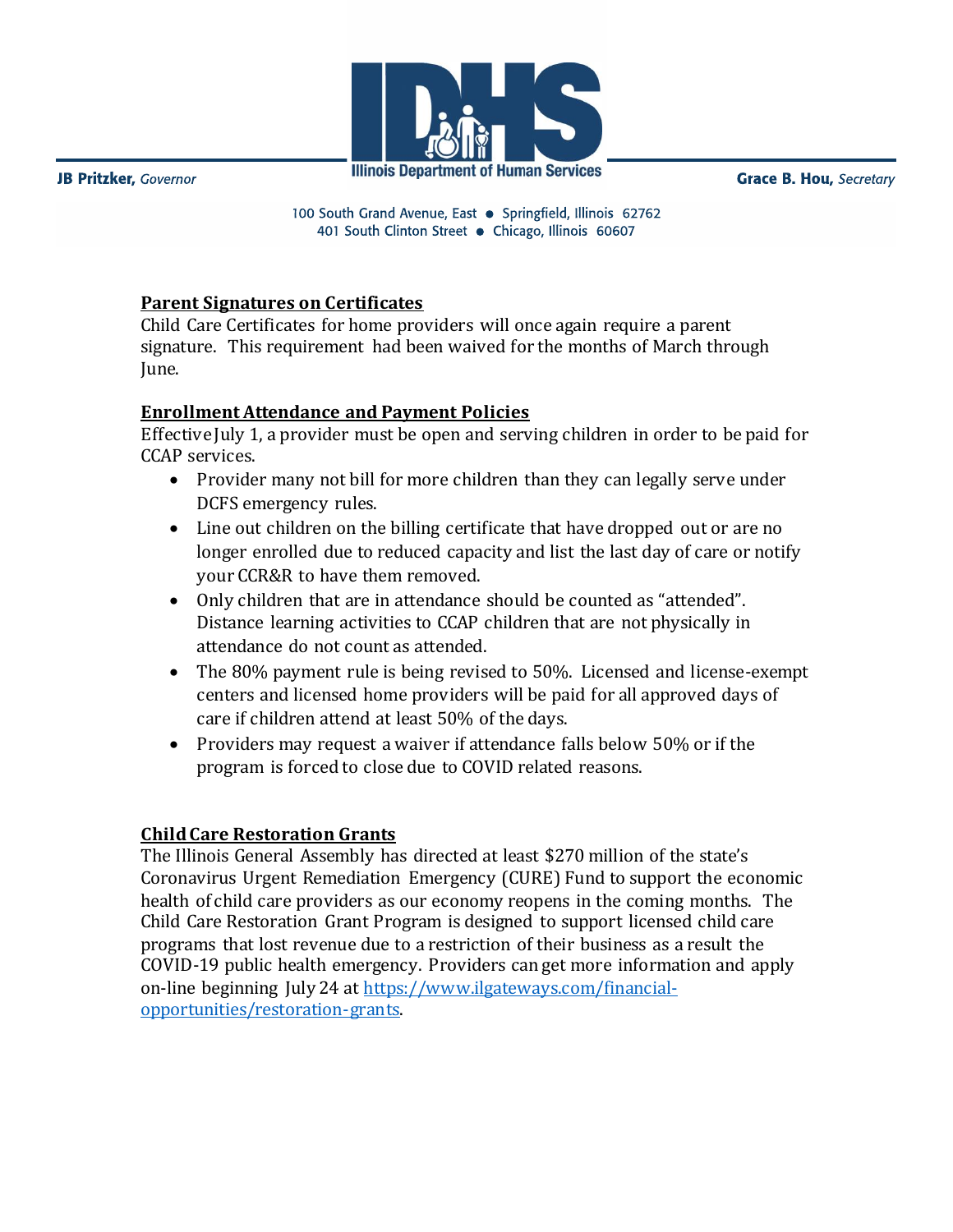JB Pritzker, *Governor*

Illinois Department of Human Services

Grace B. Hou, *Secretary*

100 South Grand Avenue, East • Springfield, Illinois 62762
401 South Clinton Street • Chicago, Illinois 60607

**Parent Signatures on Certificates**

Child Care Certificates for home providers will once again require a parent signature. This requirement had been waived for the months of March through June.

**Enrollment Attendance and Payment Policies**

Effective July 1, a provider must be open and serving children in order to be paid for CCAP services.

- Provider many not bill for more children than they can legally serve under DCFS emergency rules.
- Line out children on the billing certificate that have dropped out or are no longer enrolled due to reduced capacity and list the last day of care or notify your CCR&R to have them removed.
- Only children that are in attendance should be counted as "attended". Distance learning activities to CCAP children that are not physically in attendance do not count as attended.
- The 80% payment rule is being revised to 50%. Licensed and license-exempt centers and licensed home providers will be paid for all approved days of care if children attend at least 50% of the days.
- Providers may request a waiver if attendance falls below 50% or if the program is forced to close due to COVID related reasons.

**Child Care Restoration Grants**

The Illinois General Assembly has directed at least $270 million of the state's Coronavirus Urgent Remediation Emergency (CURE) Fund to support the economic health of child care providers as our economy reopens in the coming months. The Child Care Restoration Grant Program is designed to support licensed child care programs that lost revenue due to a restriction of their business as a result the COVID-19 public health emergency. Providers can get more information and apply on-line beginning July 24 at [https://www.ilgateways.com/financial-opportunities/restoration-grants](https://www.ilgateways.com/financial-opportunities/restoration-grants).